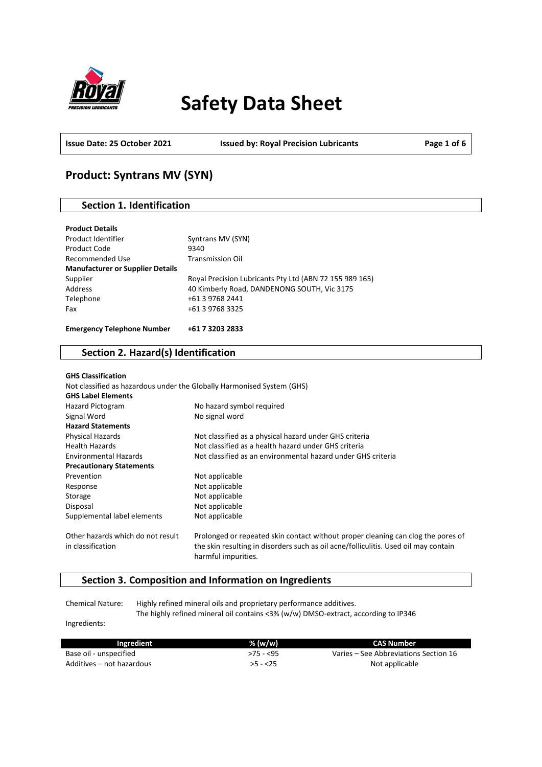# Safety Data Sheet

| Issue Date: 25 October 2021 | Issued by: Royal Precision Lubricants |
|---|---|

## Product: Syntrans MV (SYN)

### Section 1. Identification

**Product Details**

| | |
|---|---|
| Product Identifier | Syntrans MV (SYN) |
| Product Code | 9340 |
| Recommended Use | Transmission Oil |
| **Manufacturer or Supplier Details** | |
| Supplier | Royal Precision Lubricants Pty Ltd (ABN 72 155 989 165) |
| Address | 40 Kimberly Road, DANDENONG SOUTH, Vic 3175 |
| Telephone | +61 3 9768 2441 |
| Fax | +61 3 9768 3325 |

**Emergency Telephone Number** **+61 7 3203 2833**

### Section 2. Hazard(s) Identification

**GHS Classification**

Not classified as hazardous under the Globally Harmonised System (GHS)

| | |
|---|---|
| **GHS Label Elements** | |
| Hazard Pictogram | No hazard symbol required |
| Signal Word | No signal word |
| **Hazard Statements** | |
| Physical Hazards | Not classified as a physical hazard under GHS criteria |
| Health Hazards | Not classified as a health hazard under GHS criteria |
| Environmental Hazards | Not classified as an environmental hazard under GHS criteria |
| **Precautionary Statements** | |
| Prevention | Not applicable |
| Response | Not applicable |
| Storage | Not applicable |
| Disposal | Not applicable |
| Supplemental label elements | Not applicable |
| Other hazards which do not result in classification | Prolonged or repeated skin contact without proper cleaning can clog the pores of the skin resulting in disorders such as oil acne/folliculitis. Used oil may contain harmful impurities. |

### Section 3. Composition and Information on Ingredients

Chemical Nature: Highly refined mineral oils and proprietary performance additives.
The highly refined mineral oil contains <3% (w/w) DMSO-extract, according to IP346

Ingredients:

| Ingredient | % (w/w) | CAS Number |
|---|---|---|
| Base oil - unspecified | >75 - <95 | Varies – See Abbreviations Section 16 |
| Additives – not hazardous | >5 - <25 | Not applicable |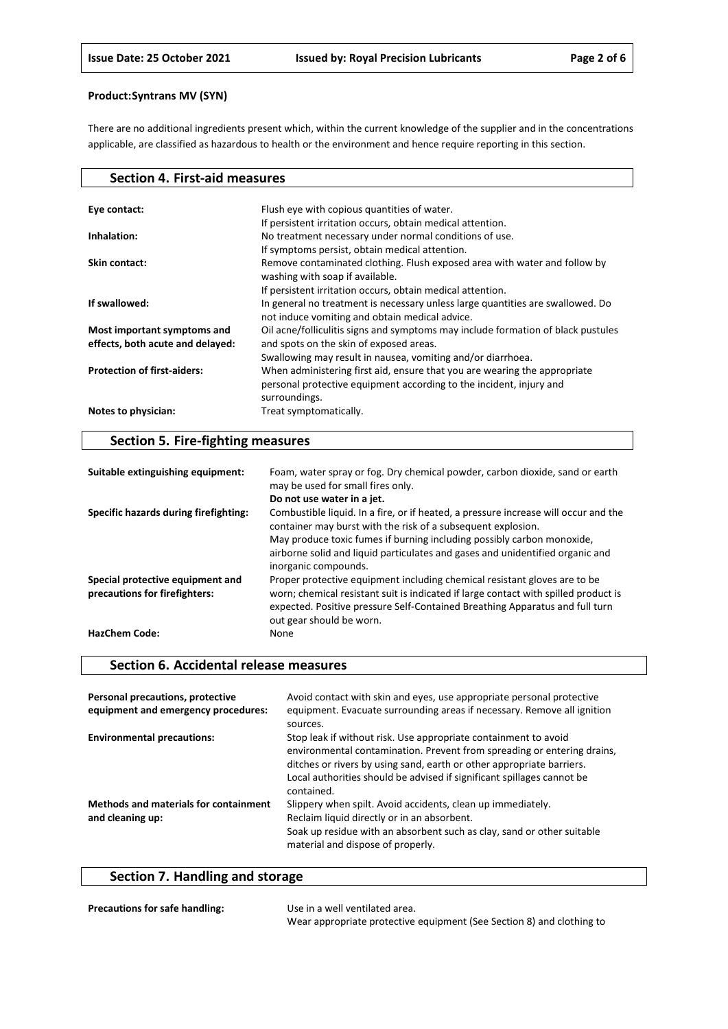**Product:Syntrans MV (SYN)**

There are no additional ingredients present which, within the current knowledge of the supplier and in the concentrations applicable, are classified as hazardous to health or the environment and hence require reporting in this section.

## Section 4. First-aid measures

| | |
|---|---|
| **Eye contact:** | Flush eye with copious quantities of water.<br>If persistent irritation occurs, obtain medical attention. |
| **Inhalation:** | No treatment necessary under normal conditions of use.<br>If symptoms persist, obtain medical attention. |
| **Skin contact:** | Remove contaminated clothing. Flush exposed area with water and follow by washing with soap if available.<br>If persistent irritation occurs, obtain medical attention. |
| **If swallowed:** | In general no treatment is necessary unless large quantities are swallowed. Do not induce vomiting and obtain medical advice. |
| **Most important symptoms and effects, both acute and delayed:** | Oil acne/folliculitis signs and symptoms may include formation of black pustules and spots on the skin of exposed areas.<br>Swallowing may result in nausea, vomiting and/or diarrhoea. |
| **Protection of first-aiders:** | When administering first aid, ensure that you are wearing the appropriate personal protective equipment according to the incident, injury and surroundings. |
| **Notes to physician:** | Treat symptomatically. |

## Section 5. Fire-fighting measures

| | |
|---|---|
| **Suitable extinguishing equipment:** | Foam, water spray or fog. Dry chemical powder, carbon dioxide, sand or earth may be used for small fires only.<br>**Do not use water in a jet.** |
| **Specific hazards during firefighting:** | Combustible liquid. In a fire, or if heated, a pressure increase will occur and the container may burst with the risk of a subsequent explosion.<br>May produce toxic fumes if burning including possibly carbon monoxide, airborne solid and liquid particulates and gases and unidentified organic and inorganic compounds. |
| **Special protective equipment and precautions for firefighters:** | Proper protective equipment including chemical resistant gloves are to be worn; chemical resistant suit is indicated if large contact with spilled product is expected. Positive pressure Self-Contained Breathing Apparatus and full turn out gear should be worn. |
| **HazChem Code:** | None |

## Section 6. Accidental release measures

| | |
|---|---|
| **Personal precautions, protective equipment and emergency procedures:** | Avoid contact with skin and eyes, use appropriate personal protective equipment. Evacuate surrounding areas if necessary. Remove all ignition sources. |
| **Environmental precautions:** | Stop leak if without risk. Use appropriate containment to avoid environmental contamination. Prevent from spreading or entering drains, ditches or rivers by using sand, earth or other appropriate barriers.<br>Local authorities should be advised if significant spillages cannot be contained. |
| **Methods and materials for containment and cleaning up:** | Slippery when spilt. Avoid accidents, clean up immediately.<br>Reclaim liquid directly or in an absorbent.<br>Soak up residue with an absorbent such as clay, sand or other suitable material and dispose of properly. |

## Section 7. Handling and storage

| | |
|---|---|
| **Precautions for safe handling:** | Use in a well ventilated area.<br>Wear appropriate protective equipment (See Section 8) and clothing to |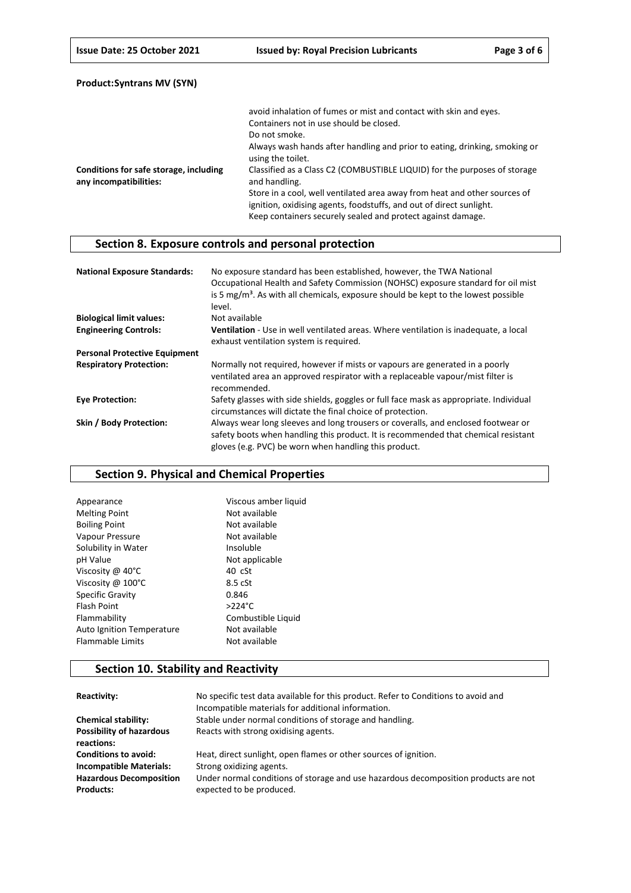**Product:Syntrans MV (SYN)**

| | |
|---|---|
| | avoid inhalation of fumes or mist and contact with skin and eyes.<br>Containers not in use should be closed.<br>Do not smoke.<br>Always wash hands after handling and prior to eating, drinking, smoking or using the toilet. |
| **Conditions for safe storage, including any incompatibilities:** | Classified as a Class C2 (COMBUSTIBLE LIQUID) for the purposes of storage and handling.<br>Store in a cool, well ventilated area away from heat and other sources of ignition, oxidising agents, foodstuffs, and out of direct sunlight.<br>Keep containers securely sealed and protect against damage. |

## Section 8. Exposure controls and personal protection

| | |
|---|---|
| **National Exposure Standards:** | No exposure standard has been established, however, the TWA National Occupational Health and Safety Commission (NOHSC) exposure standard for oil mist is 5 mg/m³. As with all chemicals, exposure should be kept to the lowest possible level. |
| **Biological limit values:** | Not available |
| **Engineering Controls:** | **Ventilation** - Use in well ventilated areas. Where ventilation is inadequate, a local exhaust ventilation system is required. |
| **Personal Protective Equipment** | |
| **Respiratory Protection:** | Normally not required, however if mists or vapours are generated in a poorly ventilated area an approved respirator with a replaceable vapour/mist filter is recommended. |
| **Eye Protection:** | Safety glasses with side shields, goggles or full face mask as appropriate. Individual circumstances will dictate the final choice of protection. |
| **Skin / Body Protection:** | Always wear long sleeves and long trousers or coveralls, and enclosed footwear or safety boots when handling this product. It is recommended that chemical resistant gloves (e.g. PVC) be worn when handling this product. |

## Section 9. Physical and Chemical Properties

| | |
|---|---|
| Appearance | Viscous amber liquid |
| Melting Point | Not available |
| Boiling Point | Not available |
| Vapour Pressure | Not available |
| Solubility in Water | Insoluble |
| pH Value | Not applicable |
| Viscosity @ 40°C | 40 cSt |
| Viscosity @ 100°C | 8.5 cSt |
| Specific Gravity | 0.846 |
| Flash Point | >224°C |
| Flammability | Combustible Liquid |
| Auto Ignition Temperature | Not available |
| Flammable Limits | Not available |

## Section 10. Stability and Reactivity

| | |
|---|---|
| **Reactivity:** | No specific test data available for this product. Refer to Conditions to avoid and Incompatible materials for additional information. |
| **Chemical stability:** | Stable under normal conditions of storage and handling. |
| **Possibility of hazardous reactions:** | Reacts with strong oxidising agents. |
| **Conditions to avoid:** | Heat, direct sunlight, open flames or other sources of ignition. |
| **Incompatible Materials:** | Strong oxidizing agents. |
| **Hazardous Decomposition Products:** | Under normal conditions of storage and use hazardous decomposition products are not expected to be produced. |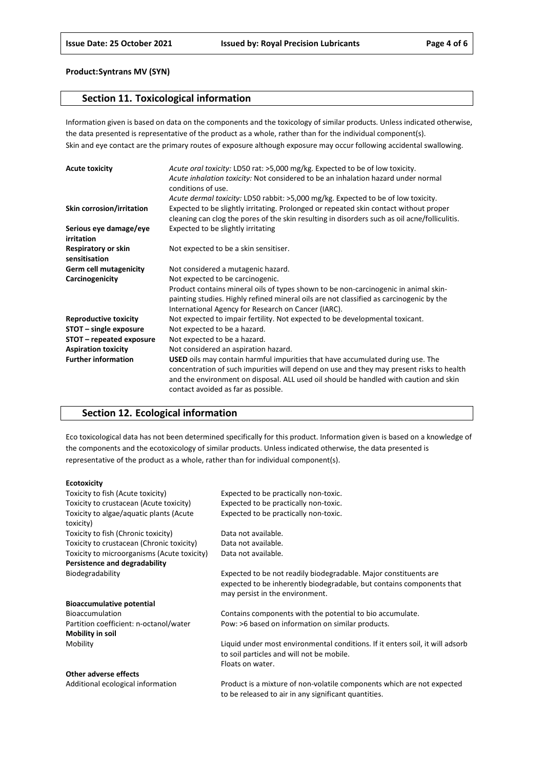**Product:Syntrans MV (SYN)**

## Section 11. Toxicological information

Information given is based on data on the components and the toxicology of similar products. Unless indicated otherwise, the data presented is representative of the product as a whole, rather than for the individual component(s).
Skin and eye contact are the primary routes of exposure although exposure may occur following accidental swallowing.

| | |
|---|---|
| **Acute toxicity** | *Acute oral toxicity:* LD50 rat: >5,000 mg/kg. Expected to be of low toxicity.<br>*Acute inhalation toxicity:* Not considered to be an inhalation hazard under normal conditions of use.<br>*Acute dermal toxicity:* LD50 rabbit: >5,000 mg/kg. Expected to be of low toxicity. |
| **Skin corrosion/irritation** | Expected to be slightly irritating. Prolonged or repeated skin contact without proper cleaning can clog the pores of the skin resulting in disorders such as oil acne/folliculitis. |
| **Serious eye damage/eye irritation** | Expected to be slightly irritating |
| **Respiratory or skin sensitisation** | Not expected to be a skin sensitiser. |
| **Germ cell mutagenicity** | Not considered a mutagenic hazard. |
| **Carcinogenicity** | Not expected to be carcinogenic.<br>Product contains mineral oils of types shown to be non-carcinogenic in animal skin-painting studies. Highly refined mineral oils are not classified as carcinogenic by the International Agency for Research on Cancer (IARC). |
| **Reproductive toxicity** | Not expected to impair fertility. Not expected to be developmental toxicant. |
| **STOT – single exposure** | Not expected to be a hazard. |
| **STOT – repeated exposure** | Not expected to be a hazard. |
| **Aspiration toxicity** | Not considered an aspiration hazard. |
| **Further information** | **USED** oils may contain harmful impurities that have accumulated during use. The concentration of such impurities will depend on use and they may present risks to health and the environment on disposal. ALL used oil should be handled with caution and skin contact avoided as far as possible. |

## Section 12. Ecological information

Eco toxicological data has not been determined specifically for this product. Information given is based on a knowledge of the components and the ecotoxicology of similar products. Unless indicated otherwise, the data presented is representative of the product as a whole, rather than for individual component(s).

| | |
|---|---|
| **Ecotoxicity** | |
| Toxicity to fish (Acute toxicity) | Expected to be practically non-toxic. |
| Toxicity to crustacean (Acute toxicity) | Expected to be practically non-toxic. |
| Toxicity to algae/aquatic plants (Acute toxicity) | Expected to be practically non-toxic. |
| Toxicity to fish (Chronic toxicity) | Data not available. |
| Toxicity to crustacean (Chronic toxicity) | Data not available. |
| Toxicity to microorganisms (Acute toxicity) | Data not available. |
| **Persistence and degradability** | |
| Biodegradability | Expected to be not readily biodegradable. Major constituents are expected to be inherently biodegradable, but contains components that may persist in the environment. |
| **Bioaccumulative potential** | |
| Bioaccumulation | Contains components with the potential to bio accumulate. |
| Partition coefficient: n-octanol/water | Pow: >6 based on information on similar products. |
| **Mobility in soil** | |
| Mobility | Liquid under most environmental conditions. If it enters soil, it will adsorb to soil particles and will not be mobile.<br>Floats on water. |
| **Other adverse effects** | |
| Additional ecological information | Product is a mixture of non-volatile components which are not expected to be released to air in any significant quantities. |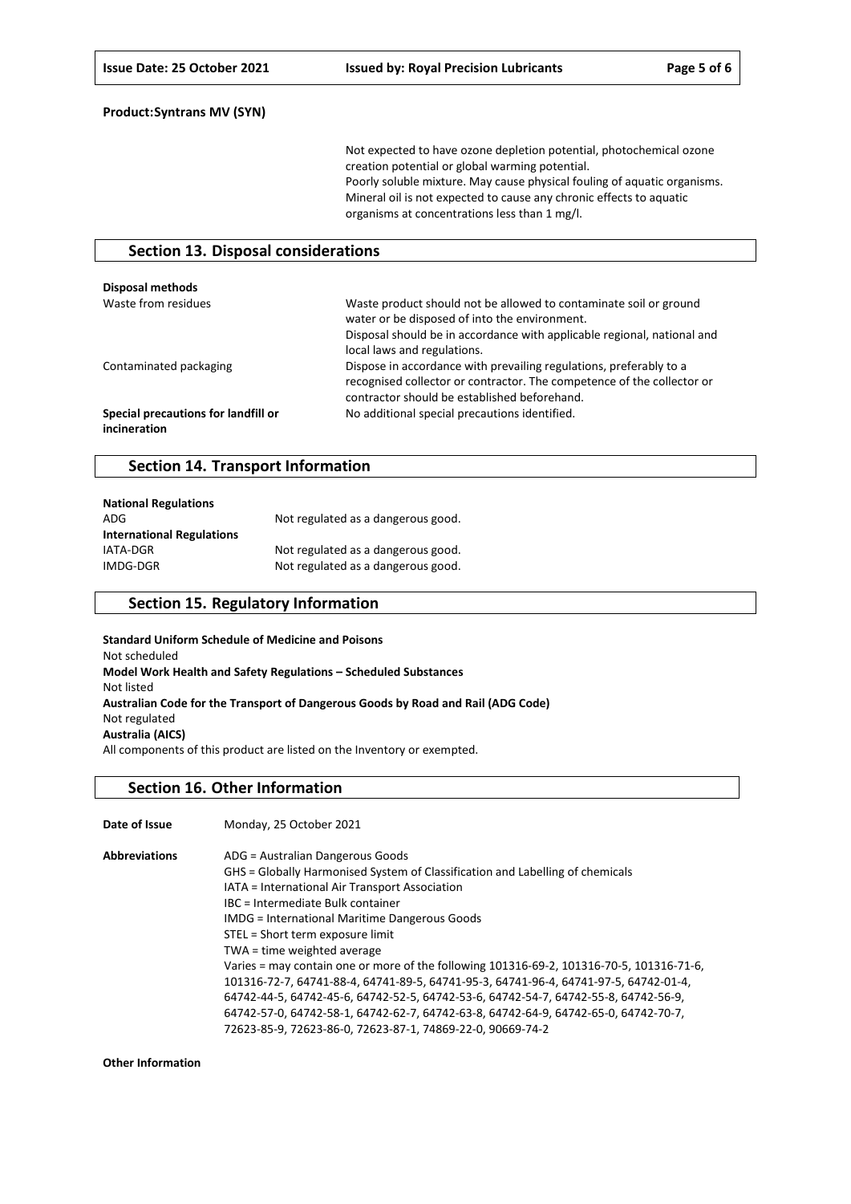**Product:Syntrans MV (SYN)**

Not expected to have ozone depletion potential, photochemical ozone creation potential or global warming potential.
Poorly soluble mixture. May cause physical fouling of aquatic organisms.
Mineral oil is not expected to cause any chronic effects to aquatic organisms at concentrations less than 1 mg/l.

## Section 13. Disposal considerations

**Disposal methods**

| | |
|---|---|
| Waste from residues | Waste product should not be allowed to contaminate soil or ground water or be disposed of into the environment. Disposal should be in accordance with applicable regional, national and local laws and regulations. |
| Contaminated packaging | Dispose in accordance with prevailing regulations, preferably to a recognised collector or contractor. The competence of the collector or contractor should be established beforehand. |
| **Special precautions for landfill or incineration** | No additional special precautions identified. |

## Section 14. Transport Information

**National Regulations**

| | |
|---|---|
| ADG | Not regulated as a dangerous good. |

**International Regulations**

| | |
|---|---|
| IATA-DGR | Not regulated as a dangerous good. |
| IMDG-DGR | Not regulated as a dangerous good. |

## Section 15. Regulatory Information

**Standard Uniform Schedule of Medicine and Poisons**
Not scheduled
**Model Work Health and Safety Regulations – Scheduled Substances**
Not listed
**Australian Code for the Transport of Dangerous Goods by Road and Rail (ADG Code)**
Not regulated
**Australia (AICS)**
All components of this product are listed on the Inventory or exempted.

## Section 16. Other Information

**Date of Issue** Monday, 25 October 2021

**Abbreviations**
ADG = Australian Dangerous Goods
GHS = Globally Harmonised System of Classification and Labelling of chemicals
IATA = International Air Transport Association
IBC = Intermediate Bulk container
IMDG = International Maritime Dangerous Goods
STEL = Short term exposure limit
TWA = time weighted average
Varies = may contain one or more of the following 101316-69-2, 101316-70-5, 101316-71-6, 101316-72-7, 64741-88-4, 64741-89-5, 64741-95-3, 64741-96-4, 64741-97-5, 64742-01-4, 64742-44-5, 64742-45-6, 64742-52-5, 64742-53-6, 64742-54-7, 64742-55-8, 64742-56-9, 64742-57-0, 64742-58-1, 64742-62-7, 64742-63-8, 64742-64-9, 64742-65-0, 64742-70-7, 72623-85-9, 72623-86-0, 72623-87-1, 74869-22-0, 90669-74-2

**Other Information**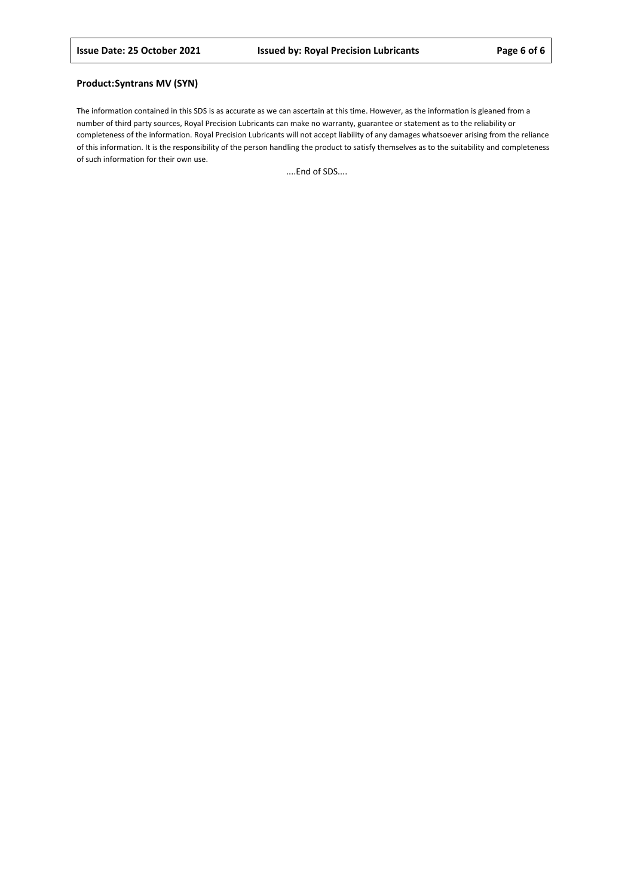**Product:Syntrans MV (SYN)**

The information contained in this SDS is as accurate as we can ascertain at this time. However, as the information is gleaned from a number of third party sources, Royal Precision Lubricants can make no warranty, guarantee or statement as to the reliability or completeness of the information. Royal Precision Lubricants will not accept liability of any damages whatsoever arising from the reliance of this information. It is the responsibility of the person handling the product to satisfy themselves as to the suitability and completeness of such information for their own use.

....End of SDS....